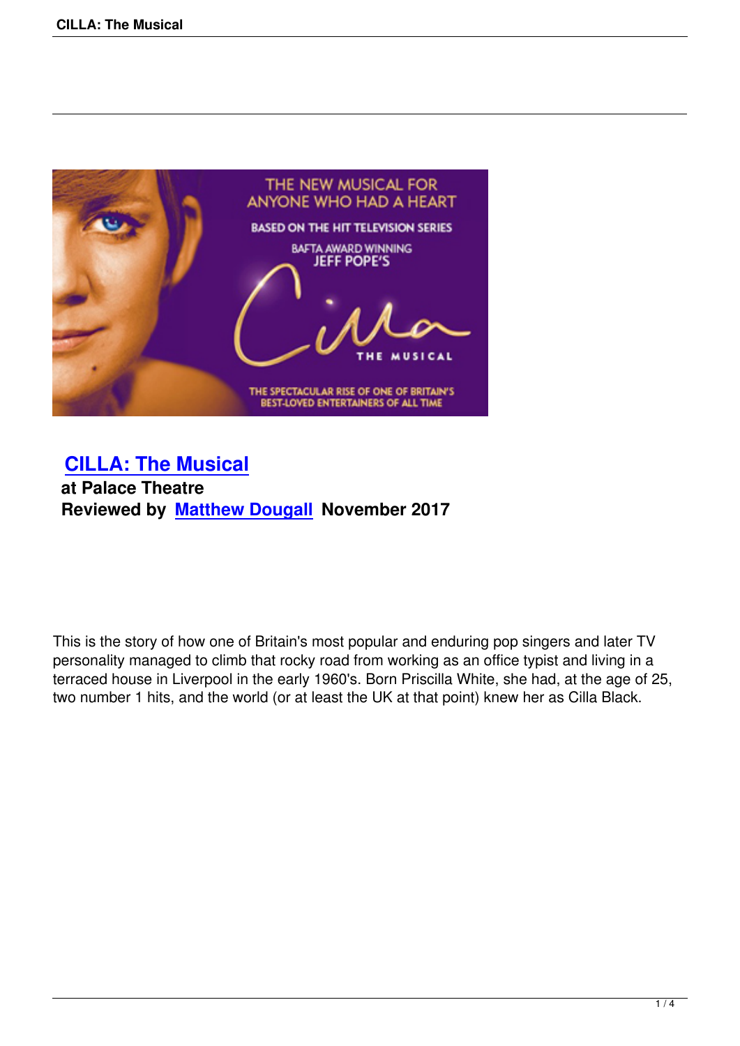## CILLA: The Musical

**at Palace Theatre**

**Reviewed by Matthew Dougall November 2017**

This is the story of how one of Britain's most popular and enduring pop singers and later TV personality managed to climb that rocky road from working as an office typist and living in a terraced house in Liverpool in the early 1960's. Born Priscilla White, she had, at the age of 25, two number 1 hits, and the world (or at least the UK at that point) knew her as Cilla Black.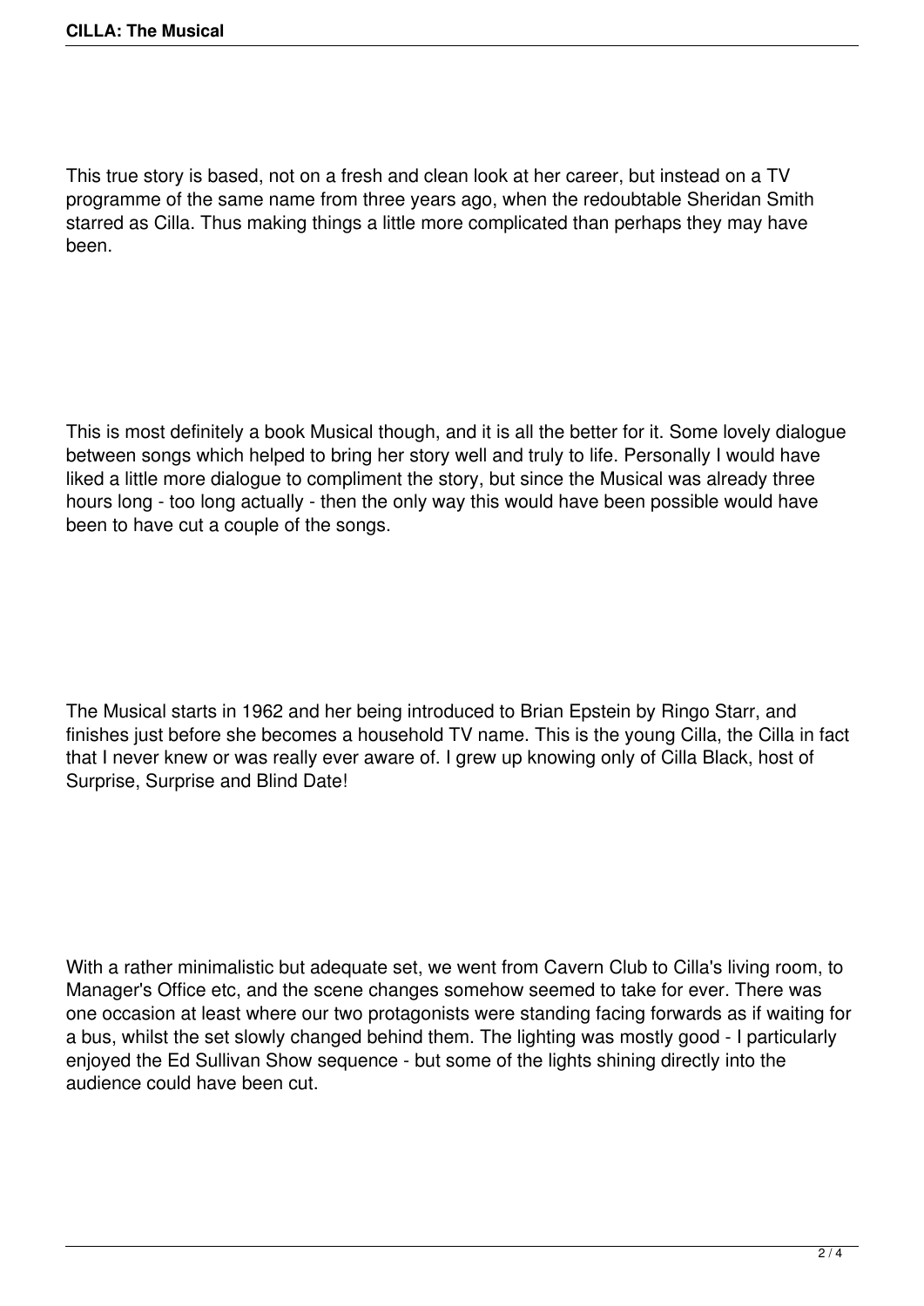This true story is based, not on a fresh and clean look at her career, but instead on a TV programme of the same name from three years ago, when the redoubtable Sheridan Smith starred as Cilla. Thus making things a little more complicated than perhaps they may have been.

This is most definitely a book Musical though, and it is all the better for it. Some lovely dialogue between songs which helped to bring her story well and truly to life. Personally I would have liked a little more dialogue to compliment the story, but since the Musical was already three hours long - too long actually - then the only way this would have been possible would have been to have cut a couple of the songs.

The Musical starts in 1962 and her being introduced to Brian Epstein by Ringo Starr, and finishes just before she becomes a household TV name. This is the young Cilla, the Cilla in fact that I never knew or was really ever aware of. I grew up knowing only of Cilla Black, host of Surprise, Surprise and Blind Date!

With a rather minimalistic but adequate set, we went from Cavern Club to Cilla's living room, to Manager's Office etc, and the scene changes somehow seemed to take for ever. There was one occasion at least where our two protagonists were standing facing forwards as if waiting for a bus, whilst the set slowly changed behind them. The lighting was mostly good - I particularly enjoyed the Ed Sullivan Show sequence - but some of the lights shining directly into the audience could have been cut.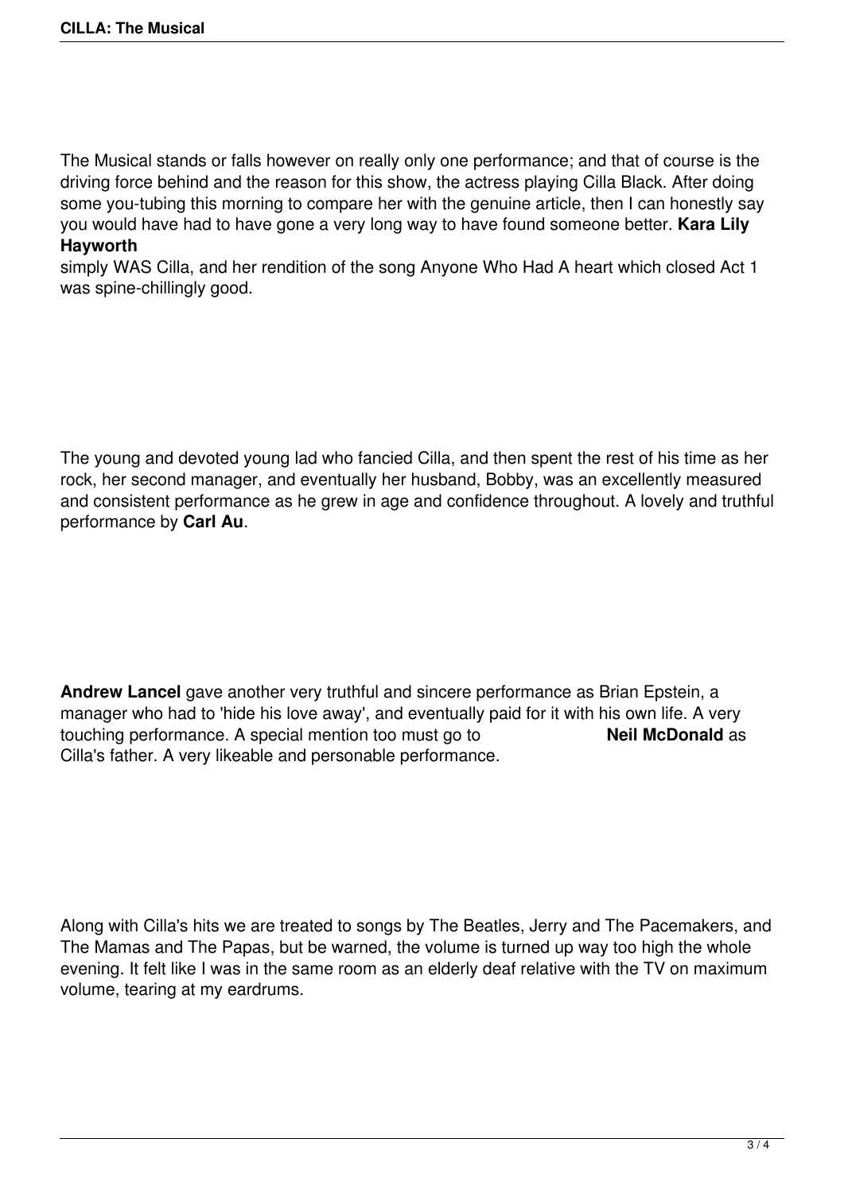The Musical stands or falls however on really only one performance; and that of course is the driving force behind and the reason for this show, the actress playing Cilla Black. After doing some you-tubing this morning to compare her with the genuine article, then I can honestly say you would have had to have gone a very long way to have found someone better. **Kara Lily Hayworth** simply WAS Cilla, and her rendition of the song Anyone Who Had A heart which closed Act 1 was spine-chillingly good.

The young and devoted young lad who fancied Cilla, and then spent the rest of his time as her rock, her second manager, and eventually her husband, Bobby, was an excellently measured and consistent performance as he grew in age and confidence throughout. A lovely and truthful performance by **Carl Au**.

**Andrew Lancel** gave another very truthful and sincere performance as Brian Epstein, a manager who had to 'hide his love away', and eventually paid for it with his own life. A very touching performance. A special mention too must go to **Neil McDonald** as Cilla's father. A very likeable and personable performance.

Along with Cilla's hits we are treated to songs by The Beatles, Jerry and The Pacemakers, and The Mamas and The Papas, but be warned, the volume is turned up way too high the whole evening. It felt like I was in the same room as an elderly deaf relative with the TV on maximum volume, tearing at my eardrums.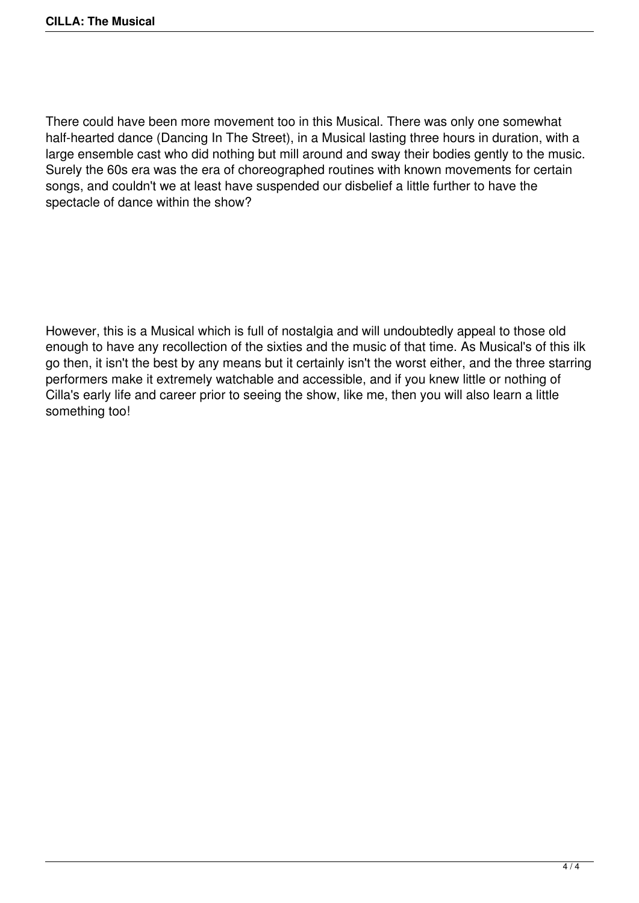There could have been more movement too in this Musical. There was only one somewhat half-hearted dance (Dancing In The Street), in a Musical lasting three hours in duration, with a large ensemble cast who did nothing but mill around and sway their bodies gently to the music. Surely the 60s era was the era of choreographed routines with known movements for certain songs, and couldn't we at least have suspended our disbelief a little further to have the spectacle of dance within the show?

However, this is a Musical which is full of nostalgia and will undoubtedly appeal to those old enough to have any recollection of the sixties and the music of that time. As Musical's of this ilk go then, it isn't the best by any means but it certainly isn't the worst either, and the three starring performers make it extremely watchable and accessible, and if you knew little or nothing of Cilla's early life and career prior to seeing the show, like me, then you will also learn a little something too!